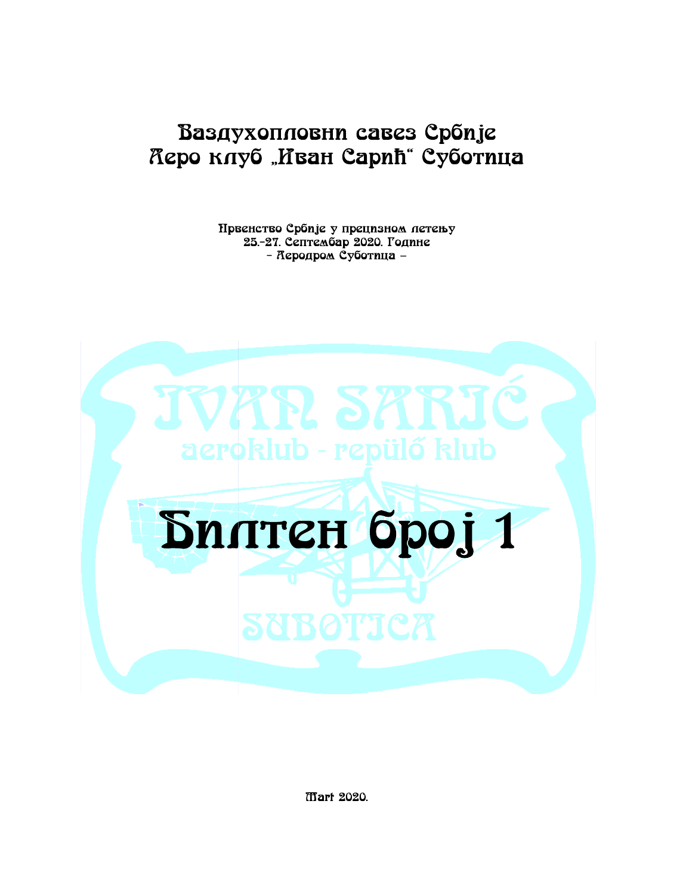# Ваздухопловни савез Србије
# Аеро клуб „Иван Сарић“ Суботица

Првенство Србије у прецизном летењу
25.-27. Септембар 2020. Године
– Аеродром Суботица –

IVAN SARIĆ
aeroklub - repülő klub

# Билтен број 1

SUBOTICA

Mart 2020.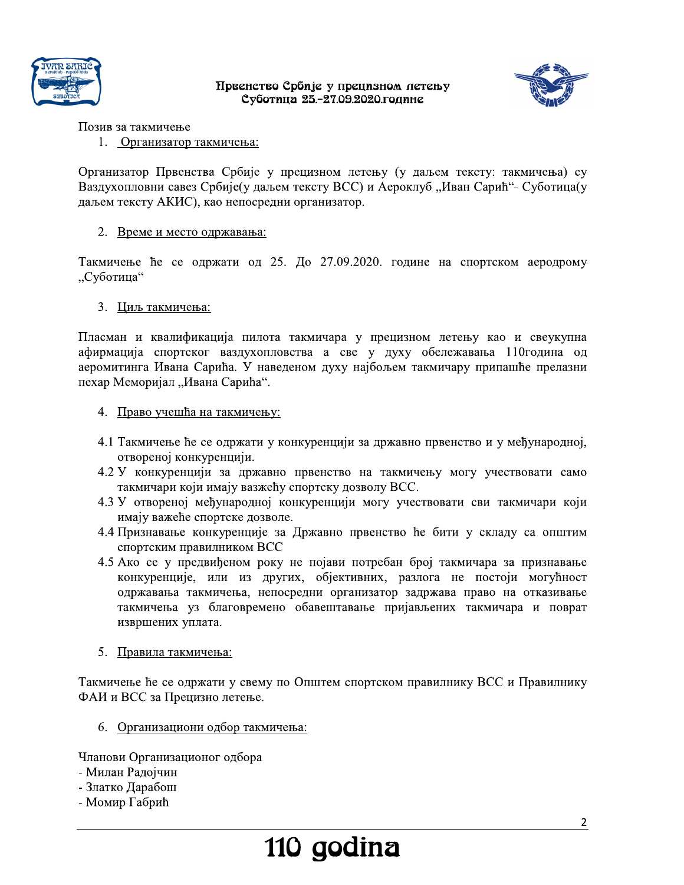**Првенство Србије у прецизном летењу**
**Суботица 25.-27.09.2020.године**

Позив за такмичење

1. Организатор такмичења:

Организатор Првенства Србије у прецизном летењу (у даљем тексту: такмичења) су Ваздухопловни савез Србије(у даљем тексту ВСС) и Аероклуб „Иван Сарић"- Суботица(у даљем тексту АКИС), као непосредни организатор.

2. Време и место одржавања:

Такмичење ће се одржати од 25. До 27.09.2020. године на спортском аеродрому „Суботица"

3. Циљ такмичења:

Пласман и квалификација пилота такмичара у прецизном летењу као и свеукупна афирмација спортског ваздухопловства а све у духу обележавања 110година од аеромитинга Ивана Сарића. У наведеном духу најбољем такмичару припашће прелазни пехар Меморијал „Ивана Сарића".

4. Право учешћа на такмичењу:

4.1 Такмичење ће се одржати у конкуренцији за државно првенство и у међународној, отвореној конкуренцији.
4.2 У конкуренцији за државно првенство на такмичењу могу учествовати само такмичари који имају вазжећу спортску дозволу ВСС.
4.3 У отвореној међународној конкуренцији могу учествовати сви такмичари који имају важеће спортске дозволе.
4.4 Признавање конкуренције за Државно првенство ће бити у складу са општим спортским правилником ВСС
4.5 Ако се у предвиђеном року не појави потребан број такмичара за признавање конкуренције, или из других, објективних, разлога не постоји могућност одржавања такмичења, непосредни организатор задржава право на отказивање такмичења уз благовремено обавештавање пријављених такмичара и поврат извршених уплата.

5. Правила такмичења:

Такмичење ће се одржати у свему по Општем спортском правилнику ВСС и Правилнику ФАИ и ВСС за Прецизно летење.

6. Организациони одбор такмичења:

Чланови Организационог одбора
- Милан Радојчин
- Златко Дарабош
- Момир Габрић

**110 godina**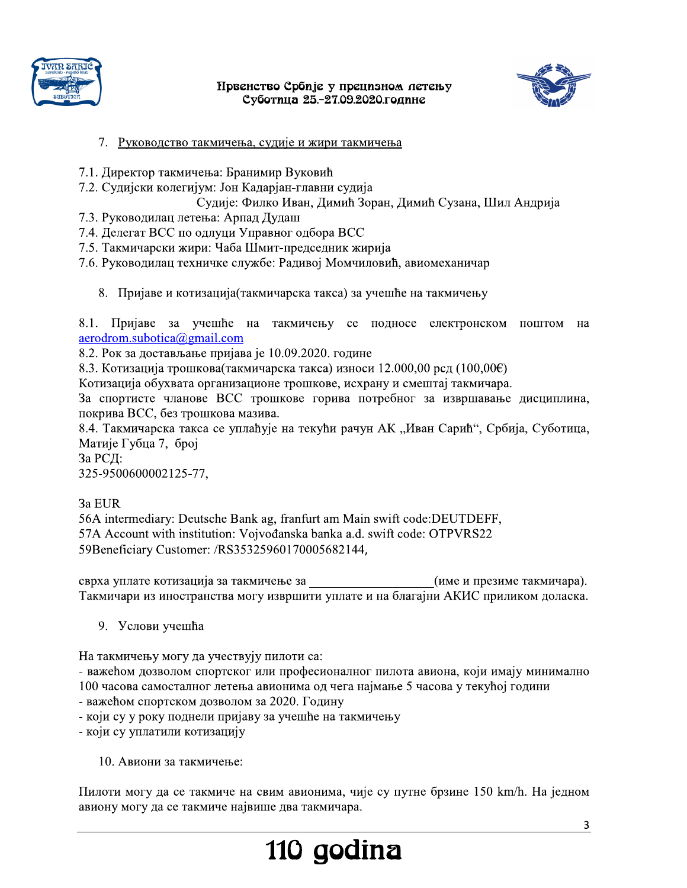## 7. Руководство такмичења, судије и жири такмичења

7.1. Директор такмичења: Бранимир Вуковић
7.2. Судијски колегијум: Јон Кадарјан-главни судија
Судије: Филко Иван, Димић Зоран, Димић Сузана, Шил Андрија
7.3. Руководилац летења: Арпад Дудаш
7.4. Делегат ВСС по одлуци Управног одбора ВСС
7.5. Такмичарски жири: Чаба Шмит-председник жирија
7.6. Руководилац техничке службе: Радивој Момчиловић, авиомеханичар

## 8. Пријаве и котизација(такмичарска такса) за учешће на такмичењу

8.1. Пријаве за учешће на такмичењу се подносе електронском поштом на aerodrom.subotica@gmail.com
8.2. Рок за достављање пријава је 10.09.2020. године
8.3. Котизација трошкова(такмичарска такса) износи 12.000,00 рсд (100,00€)
Котизација обухвата организационе трошкове, исхрану и смештај такмичара.
За спортисте чланове ВСС трошкове горива потребног за извршавање дисциплина, покрива ВСС, без трошкова мазива.
8.4. Такмичарска такса се уплаћује на текући рачун АК „Иван Сарић", Србија, Суботица, Матије Губца 7, број
За РСД:
325-9500600002125-77,

За EUR
56A intermediary: Deutsche Bank ag, franfurt am Main swift code:DEUTDEFF,
57A Account with institution: Vojvođanska banka a.d. swift code: OTPVRS22
59Beneficiary Customer: /RS35325960170005682144,

сврха уплате котизација за такмичење за ___________________(име и презиме такмичара).
Такмичари из иностранства могу извршити уплате и на благајни АКИС приликом доласка.

## 9. Услови учешћа

На такмичењу могу да учествују пилоти са:
- важећом дозволом спортског или професионалног пилота авиона, који имају минимално 100 часова самосталног летења авионима од чега најмање 5 часова у текућој години
- важећом спортском дозволом за 2020. Годину
- који су у року поднели пријаву за учешће на такмичењу
- који су уплатили котизацију

## 10. Авиони за такмичење:

Пилоти могу да се такмиче на свим авионима, чије су путне брзине 150 km/h. На једном авиону могу да се такмиче највише два такмичара.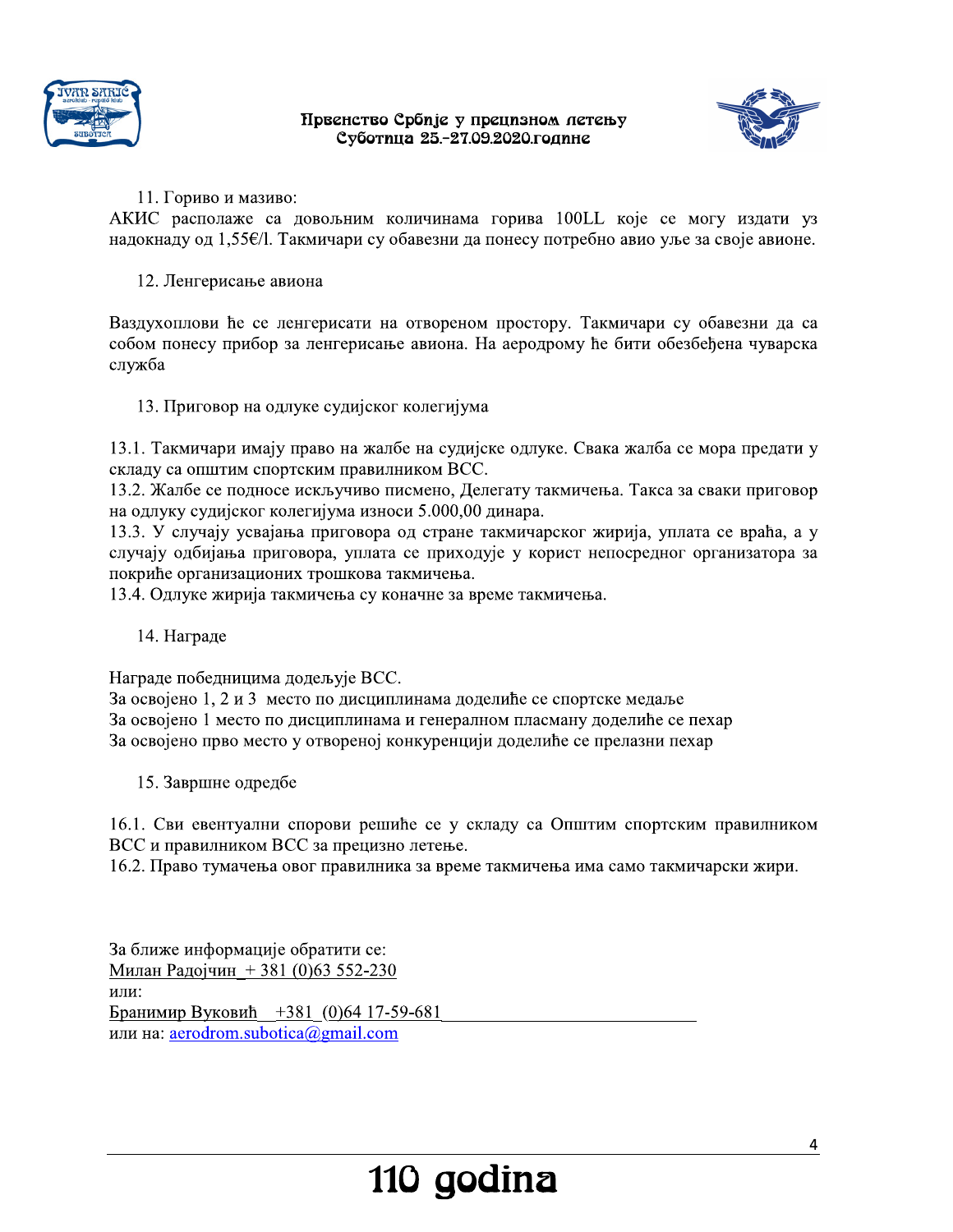11. Гориво и мазиво:

АКИС располаже са довољним количинама горива 100LL које се могу издати уз надокнаду од 1,55€/l. Такмичари су обавезни да понесу потребно авио уље за своје авионе.

12. Ленгерисање авиона

Ваздухоплови ће се ленгерисати на отвореном простору. Такмичари су обавезни да са собом понесу прибор за ленгерисање авиона. На аеродрому ће бити обезбеђена чуварска служба

13. Приговор на одлуке судијског колегијума

13.1. Такмичари имају право на жалбе на судијске одлуке. Свака жалба се мора предати у складу са општим спортским правилником ВСС.

13.2. Жалбе се подносе искључиво писмено, Делегату такмичења. Такса за сваки приговор на одлуку судијског колегијума износи 5.000,00 динара.

13.3. У случају усвајања приговора од стране такмичарског жирија, уплата се враћа, а у случају одбијања приговора, уплата се приходује у корист непосредног организатора за покриће организационих трошкова такмичења.

13.4. Одлуке жирија такмичења су коначне за време такмичења.

14. Награде

Награде победницима додељује ВСС.

За освојено 1, 2 и 3 место по дисциплинама доделиће се спортске медаље

За освојено 1 место по дисциплинама и генералном пласману доделиће се пехар

За освојено прво место у отвореној конкуренцији доделиће се прелазни пехар

15. Завршне одредбе

16.1. Сви евентуални спорови решиће се у складу са Општим спортским правилником ВСС и правилником ВСС за прецизно летење.

16.2. Право тумачења овог правилника за време такмичења има само такмичарски жири.

За ближе информације обратити се:

Милан Радојчин + 381 (0)63 552-230

или:

Бранимир Вуковић +381 (0)64 17-59-681

или на: aerodrom.subotica@gmail.com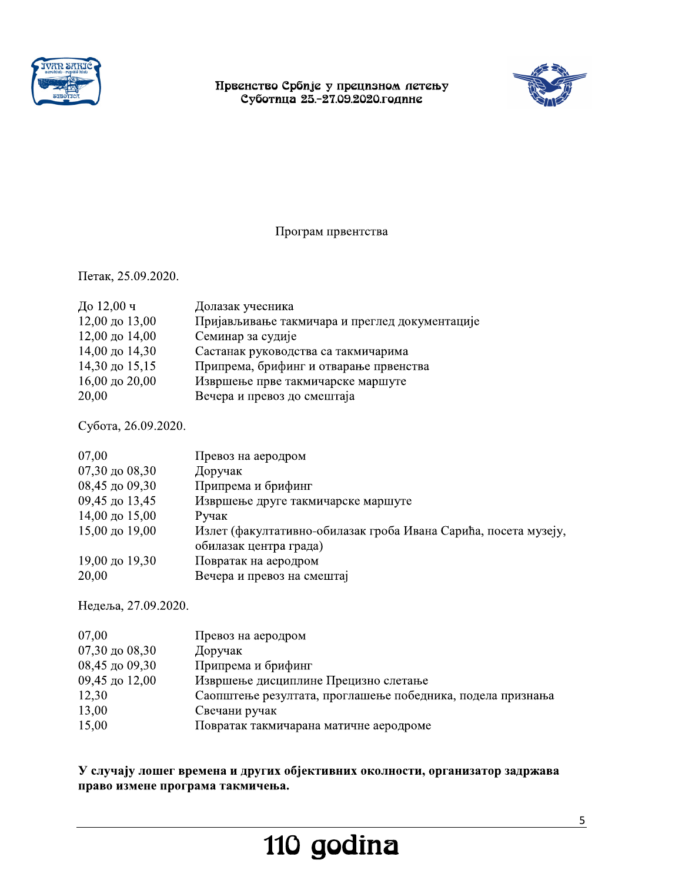Првенство Србије у прецизном летењу
Суботица 25.-27.09.2020.године

## Програм првентства

Петак, 25.09.2020.

| | |
|---|---|
| До 12,00 ч | Долазак учесника |
| 12,00 до 13,00 | Пријављивање такмичара и преглед документације |
| 12,00 до 14,00 | Семинар за судије |
| 14,00 до 14,30 | Састанак руководства са такмичарима |
| 14,30 до 15,15 | Припрема, брифинг и отварање првенства |
| 16,00 до 20,00 | Извршење прве такмичарске маршуте |
| 20,00 | Вечера и превоз до смештаја |

Субота, 26.09.2020.

| | |
|---|---|
| 07,00 | Превоз на аеродром |
| 07,30 до 08,30 | Доручак |
| 08,45 до 09,30 | Припрема и брифинг |
| 09,45 до 13,45 | Извршење друге такмичарске маршуте |
| 14,00 до 15,00 | Ручак |
| 15,00 до 19,00 | Излет (факултативно-обилазак гроба Ивана Сарића, посета музеју, обилазак центра града) |
| 19,00 до 19,30 | Повратак на аеродром |
| 20,00 | Вечера и превоз на смештај |

Недеља, 27.09.2020.

| | |
|---|---|
| 07,00 | Превоз на аеродром |
| 07,30 до 08,30 | Доручак |
| 08,45 до 09,30 | Припрема и брифинг |
| 09,45 до 12,00 | Извршење дисциплине Прецизно слетање |
| 12,30 | Саопштење резултата, проглашење победника, подела признања |
| 13,00 | Свечани ручак |
| 15,00 | Повратак такмичарана матичне аеродроме |

**У случају лошег времена и других објективних околности, организатор задржава право измене програма такмичења.**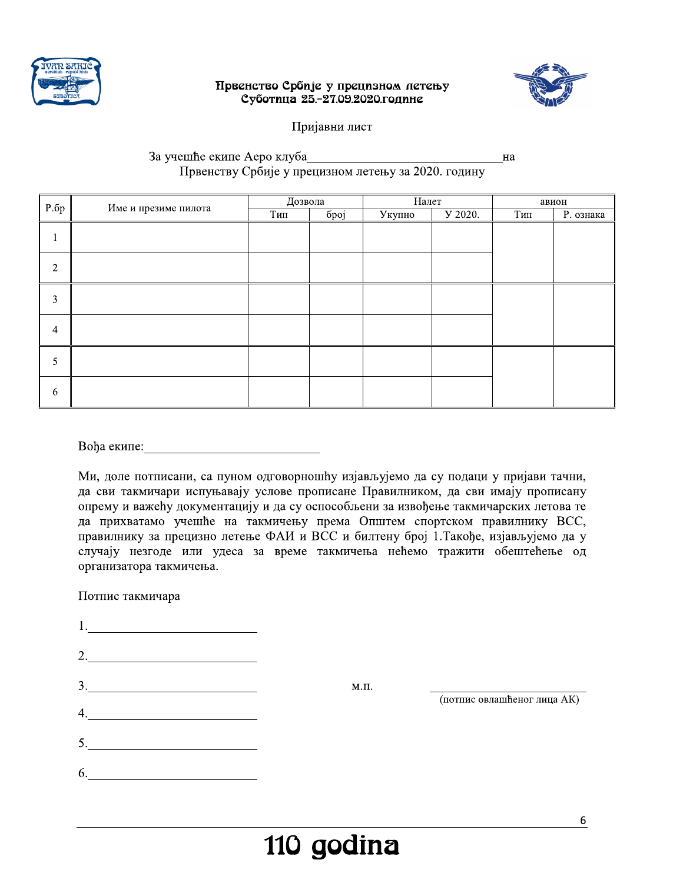**Првенство Србије у прецизном летењу**
**Суботица 25.-27.09.2020.године**

Пријавни лист

За учешће екипе Аеро клуба______________________________на
Првенству Србије у прецизном летењу за 2020. годину

| Р.бр | Име и презиме пилота | Дозвола | | Налет | | авион | |
|---|---|---|---|---|---|---|---|
| | | Тип | број | Укупно | У 2020. | Тип | Р. ознака |
| 1 | | | | | | | |
| 2 | | | | | | | |
| 3 | | | | | | | |
| 4 | | | | | | | |
| 5 | | | | | | | |
| 6 | | | | | | | |

Вођа екипе:___________________________

Ми, доле потписани, са пуном одговорношћу изјављујемо да су подаци у пријави тачни, да сви такмичари испуњавају услове прописане Правилником, да сви имају прописану опрему и важећу документацију и да су оспособљени за извођење такмичарских летова те да прихватамо учешће на такмичењу према Општем спортском правилнику ВСС, правилнику за прецизно летење ФАИ и ВСС и билтену број 1.Такође, изјављујемо да у случају незгоде или удеса за време такмичења нећемо тражити обештећење од организатора такмичења.

Потпис такмичара

1.___________________________

2.___________________________

3.___________________________

4.___________________________

5.___________________________

6.___________________________

м.п.

___________________________
(потпис овлашћеног лица АК)

110 godina